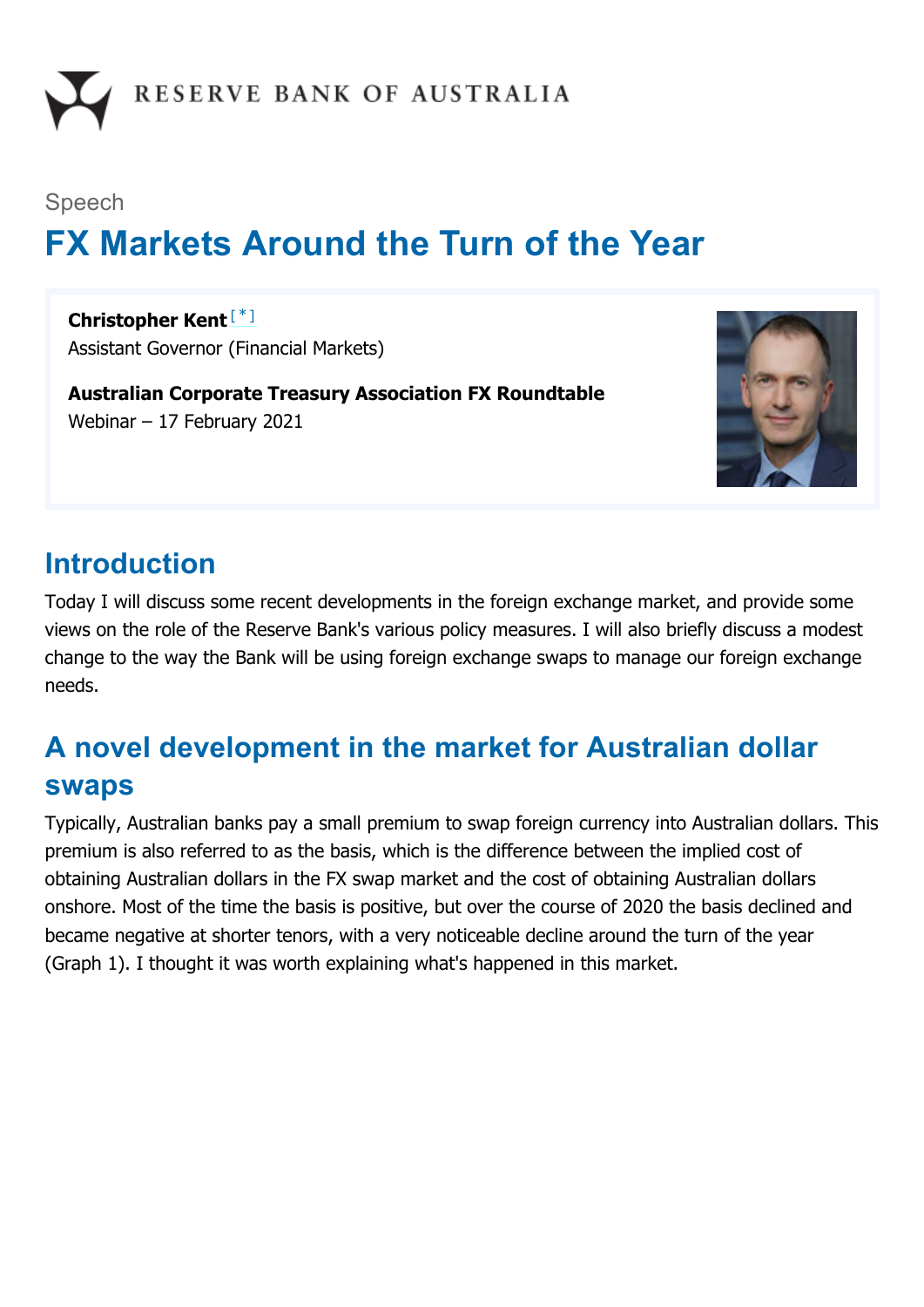RESERVE BANK OF AUSTRALIA

Speech

# FX Markets Around the Turn of the Year

**Christopher Kent** [*]
Assistant Governor (Financial Markets)

**Australian Corporate Treasury Association FX Roundtable**
Webinar – 17 February 2021

## Introduction

Today I will discuss some recent developments in the foreign exchange market, and provide some views on the role of the Reserve Bank's various policy measures. I will also briefly discuss a modest change to the way the Bank will be using foreign exchange swaps to manage our foreign exchange needs.

## A novel development in the market for Australian dollar swaps

Typically, Australian banks pay a small premium to swap foreign currency into Australian dollars. This premium is also referred to as the basis, which is the difference between the implied cost of obtaining Australian dollars in the FX swap market and the cost of obtaining Australian dollars onshore. Most of the time the basis is positive, but over the course of 2020 the basis declined and became negative at shorter tenors, with a very noticeable decline around the turn of the year (Graph 1). I thought it was worth explaining what's happened in this market.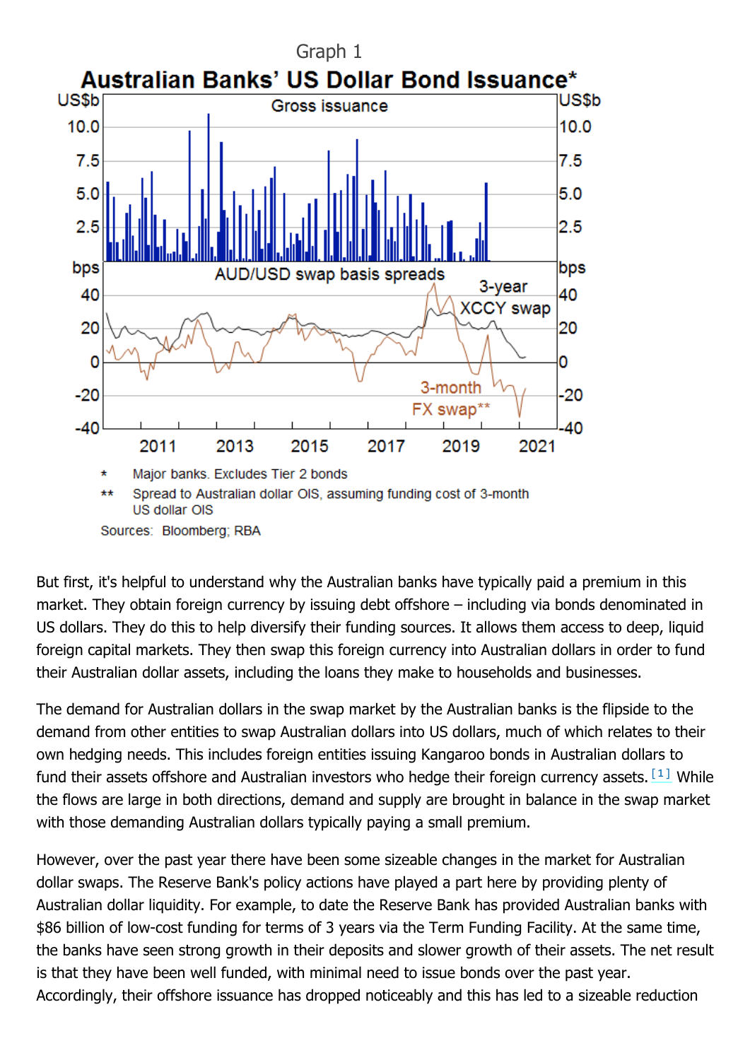Graph 1

**Australian Banks' US Dollar Bond Issuance***

\* Major banks. Excludes Tier 2 bonds

\*\* Spread to Australian dollar OIS, assuming funding cost of 3-month US dollar OIS

Sources: Bloomberg; RBA

But first, it's helpful to understand why the Australian banks have typically paid a premium in this market. They obtain foreign currency by issuing debt offshore – including via bonds denominated in US dollars. They do this to help diversify their funding sources. It allows them access to deep, liquid foreign capital markets. They then swap this foreign currency into Australian dollars in order to fund their Australian dollar assets, including the loans they make to households and businesses.

The demand for Australian dollars in the swap market by the Australian banks is the flipside to the demand from other entities to swap Australian dollars into US dollars, much of which relates to their own hedging needs. This includes foreign entities issuing Kangaroo bonds in Australian dollars to fund their assets offshore and Australian investors who hedge their foreign currency assets. [1] While the flows are large in both directions, demand and supply are brought in balance in the swap market with those demanding Australian dollars typically paying a small premium.

However, over the past year there have been some sizeable changes in the market for Australian dollar swaps. The Reserve Bank's policy actions have played a part here by providing plenty of Australian dollar liquidity. For example, to date the Reserve Bank has provided Australian banks with $86 billion of low-cost funding for terms of 3 years via the Term Funding Facility. At the same time, the banks have seen strong growth in their deposits and slower growth of their assets. The net result is that they have been well funded, with minimal need to issue bonds over the past year. Accordingly, their offshore issuance has dropped noticeably and this has led to a sizeable reduction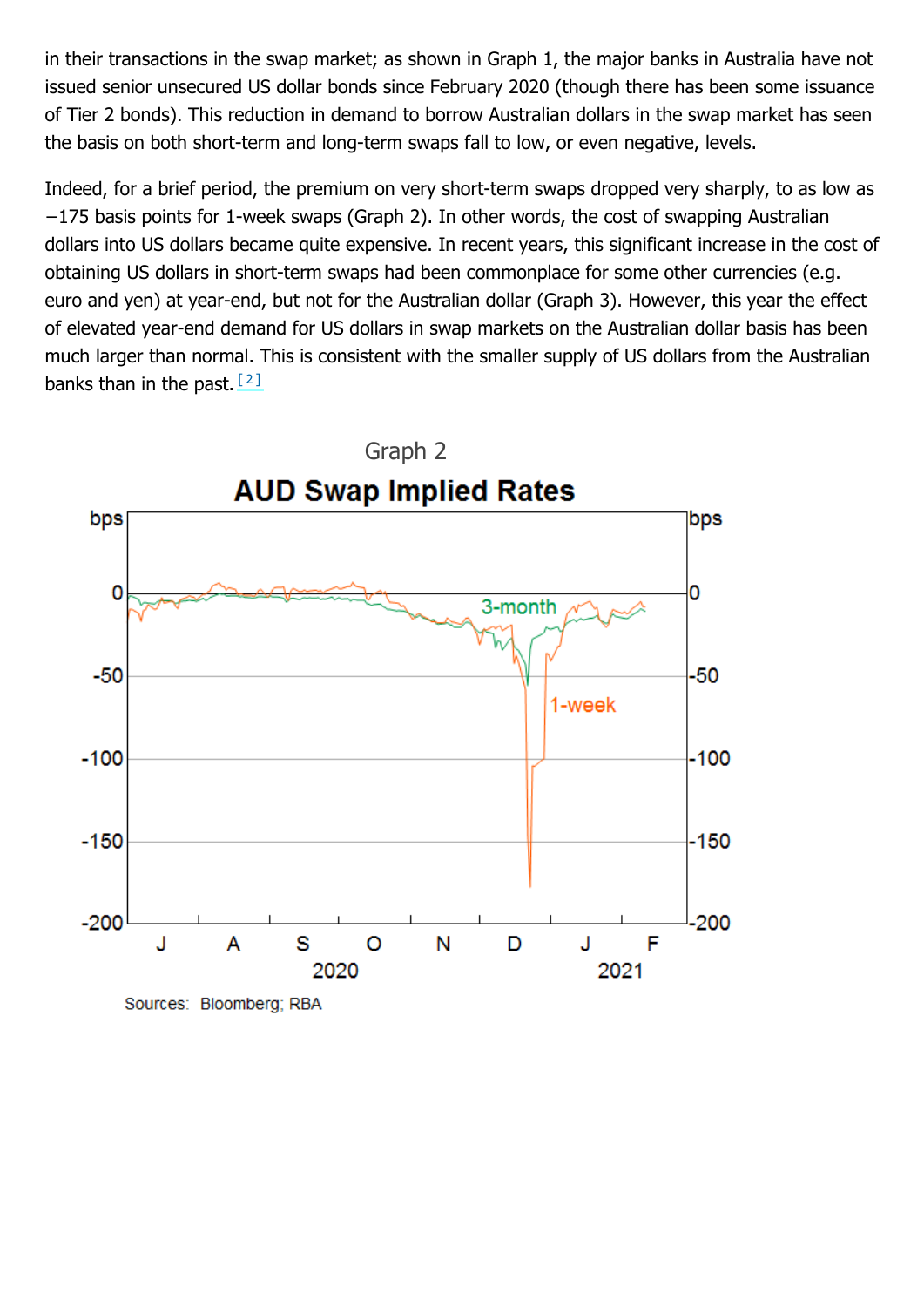in their transactions in the swap market; as shown in Graph 1, the major banks in Australia have not issued senior unsecured US dollar bonds since February 2020 (though there has been some issuance of Tier 2 bonds). This reduction in demand to borrow Australian dollars in the swap market has seen the basis on both short-term and long-term swaps fall to low, or even negative, levels.

Indeed, for a brief period, the premium on very short-term swaps dropped very sharply, to as low as −175 basis points for 1-week swaps (Graph 2). In other words, the cost of swapping Australian dollars into US dollars became quite expensive. In recent years, this significant increase in the cost of obtaining US dollars in short-term swaps had been commonplace for some other currencies (e.g. euro and yen) at year-end, but not for the Australian dollar (Graph 3). However, this year the effect of elevated year-end demand for US dollars in swap markets on the Australian dollar basis has been much larger than normal. This is consistent with the smaller supply of US dollars from the Australian banks than in the past.[2]

Graph 2

**AUD Swap Implied Rates**

Sources: Bloomberg; RBA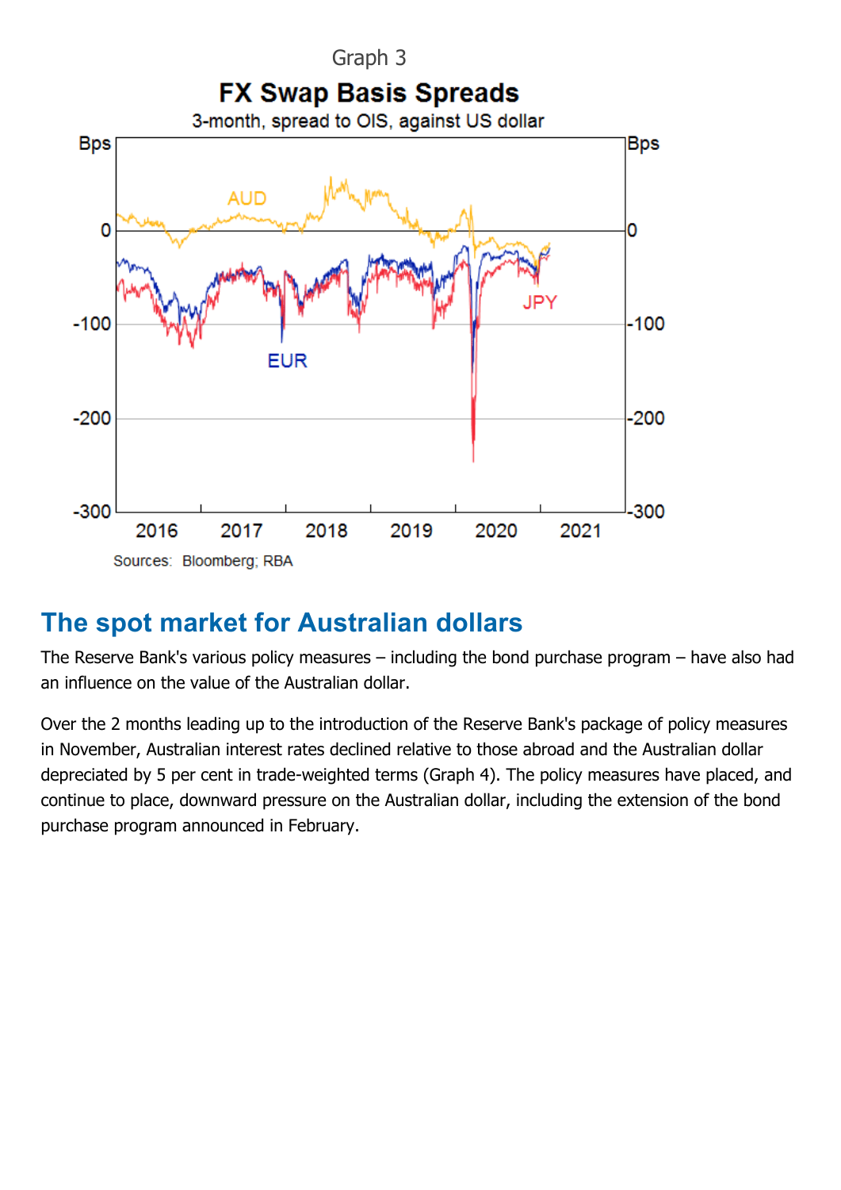Graph 3

**FX Swap Basis Spreads**

3-month, spread to OIS, against US dollar

Sources: Bloomberg; RBA

## The spot market for Australian dollars

The Reserve Bank's various policy measures – including the bond purchase program – have also had an influence on the value of the Australian dollar.

Over the 2 months leading up to the introduction of the Reserve Bank's package of policy measures in November, Australian interest rates declined relative to those abroad and the Australian dollar depreciated by 5 per cent in trade-weighted terms (Graph 4). The policy measures have placed, and continue to place, downward pressure on the Australian dollar, including the extension of the bond purchase program announced in February.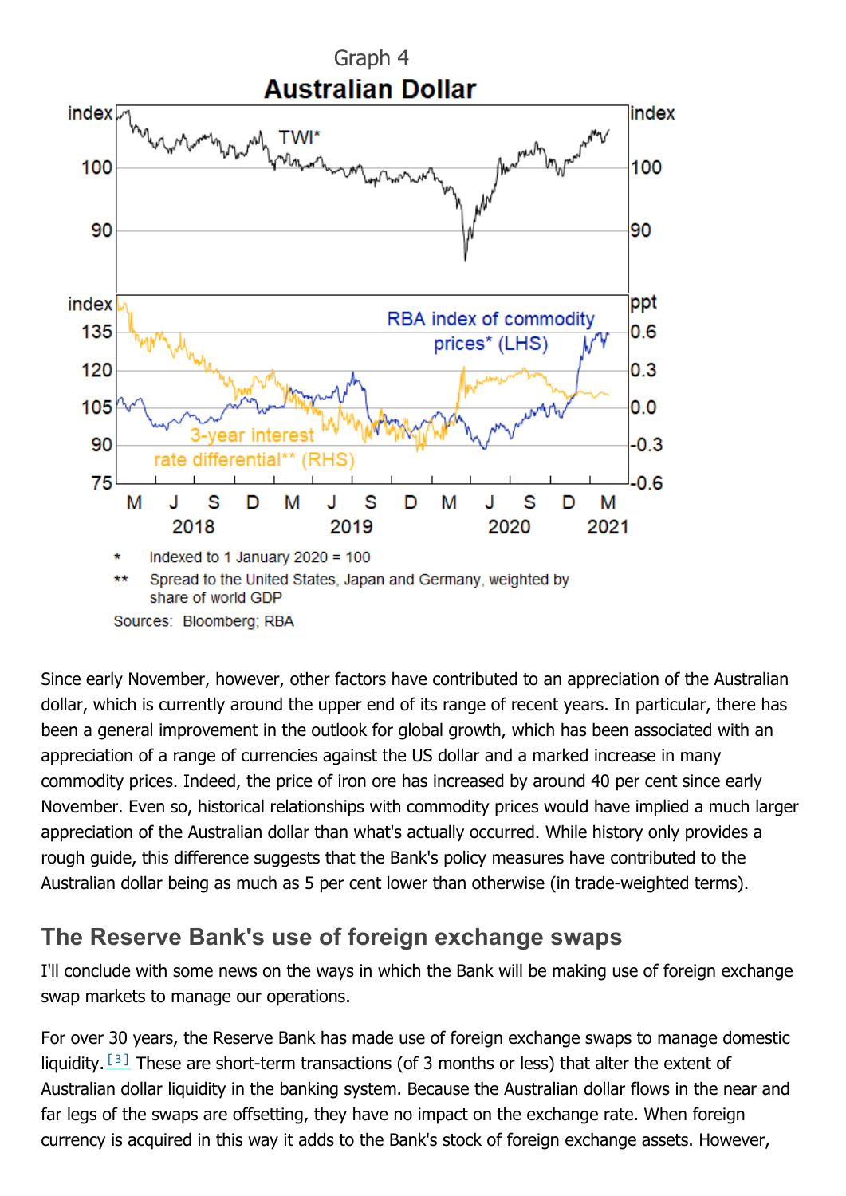Graph 4

**Australian Dollar**

\* Indexed to 1 January 2020 = 100

\*\* Spread to the United States, Japan and Germany, weighted by share of world GDP

Sources: Bloomberg; RBA

Since early November, however, other factors have contributed to an appreciation of the Australian dollar, which is currently around the upper end of its range of recent years. In particular, there has been a general improvement in the outlook for global growth, which has been associated with an appreciation of a range of currencies against the US dollar and a marked increase in many commodity prices. Indeed, the price of iron ore has increased by around 40 per cent since early November. Even so, historical relationships with commodity prices would have implied a much larger appreciation of the Australian dollar than what's actually occurred. While history only provides a rough guide, this difference suggests that the Bank's policy measures have contributed to the Australian dollar being as much as 5 per cent lower than otherwise (in trade-weighted terms).

## The Reserve Bank's use of foreign exchange swaps

I'll conclude with some news on the ways in which the Bank will be making use of foreign exchange swap markets to manage our operations.

For over 30 years, the Reserve Bank has made use of foreign exchange swaps to manage domestic liquidity.[3] These are short-term transactions (of 3 months or less) that alter the extent of Australian dollar liquidity in the banking system. Because the Australian dollar flows in the near and far legs of the swaps are offsetting, they have no impact on the exchange rate. When foreign currency is acquired in this way it adds to the Bank's stock of foreign exchange assets. However,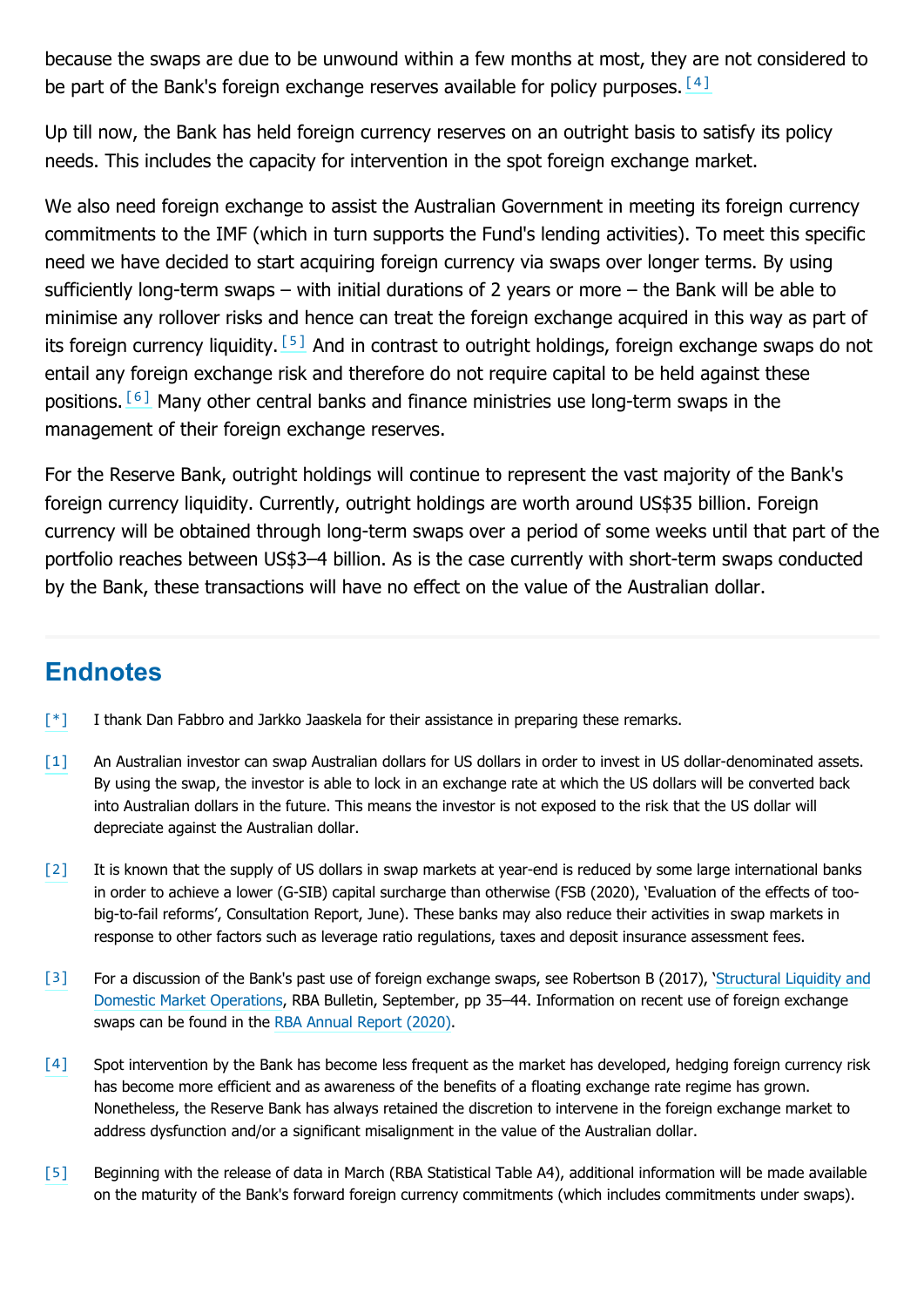because the swaps are due to be unwound within a few months at most, they are not considered to be part of the Bank's foreign exchange reserves available for policy purposes.[4]

Up till now, the Bank has held foreign currency reserves on an outright basis to satisfy its policy needs. This includes the capacity for intervention in the spot foreign exchange market.

We also need foreign exchange to assist the Australian Government in meeting its foreign currency commitments to the IMF (which in turn supports the Fund's lending activities). To meet this specific need we have decided to start acquiring foreign currency via swaps over longer terms. By using sufficiently long-term swaps – with initial durations of 2 years or more – the Bank will be able to minimise any rollover risks and hence can treat the foreign exchange acquired in this way as part of its foreign currency liquidity.[5] And in contrast to outright holdings, foreign exchange swaps do not entail any foreign exchange risk and therefore do not require capital to be held against these positions.[6] Many other central banks and finance ministries use long-term swaps in the management of their foreign exchange reserves.

For the Reserve Bank, outright holdings will continue to represent the vast majority of the Bank's foreign currency liquidity. Currently, outright holdings are worth around US$35 billion. Foreign currency will be obtained through long-term swaps over a period of some weeks until that part of the portfolio reaches between US$3–4 billion. As is the case currently with short-term swaps conducted by the Bank, these transactions will have no effect on the value of the Australian dollar.

## Endnotes

[*] I thank Dan Fabbro and Jarkko Jaaskela for their assistance in preparing these remarks.

[1] An Australian investor can swap Australian dollars for US dollars in order to invest in US dollar-denominated assets. By using the swap, the investor is able to lock in an exchange rate at which the US dollars will be converted back into Australian dollars in the future. This means the investor is not exposed to the risk that the US dollar will depreciate against the Australian dollar.

[2] It is known that the supply of US dollars in swap markets at year-end is reduced by some large international banks in order to achieve a lower (G-SIB) capital surcharge than otherwise (FSB (2020), 'Evaluation of the effects of too-big-to-fail reforms', Consultation Report, June). These banks may also reduce their activities in swap markets in response to other factors such as leverage ratio regulations, taxes and deposit insurance assessment fees.

[3] For a discussion of the Bank's past use of foreign exchange swaps, see Robertson B (2017), 'Structural Liquidity and Domestic Market Operations, RBA Bulletin, September, pp 35–44. Information on recent use of foreign exchange swaps can be found in the RBA Annual Report (2020).

[4] Spot intervention by the Bank has become less frequent as the market has developed, hedging foreign currency risk has become more efficient and as awareness of the benefits of a floating exchange rate regime has grown. Nonetheless, the Reserve Bank has always retained the discretion to intervene in the foreign exchange market to address dysfunction and/or a significant misalignment in the value of the Australian dollar.

[5] Beginning with the release of data in March (RBA Statistical Table A4), additional information will be made available on the maturity of the Bank's forward foreign currency commitments (which includes commitments under swaps).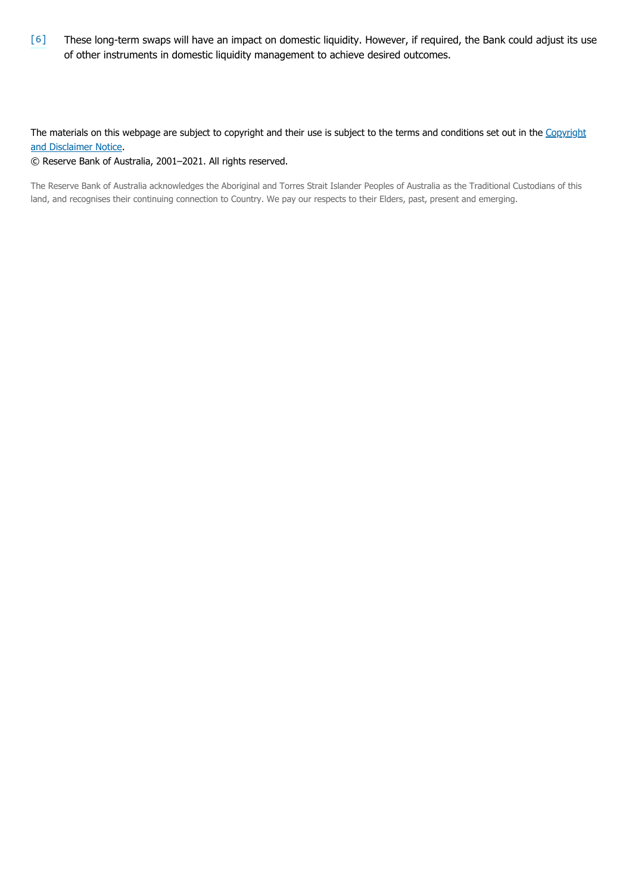[6] These long-term swaps will have an impact on domestic liquidity. However, if required, the Bank could adjust its use of other instruments in domestic liquidity management to achieve desired outcomes.

The materials on this webpage are subject to copyright and their use is subject to the terms and conditions set out in the Copyright and Disclaimer Notice.

© Reserve Bank of Australia, 2001–2021. All rights reserved.

The Reserve Bank of Australia acknowledges the Aboriginal and Torres Strait Islander Peoples of Australia as the Traditional Custodians of this land, and recognises their continuing connection to Country. We pay our respects to their Elders, past, present and emerging.